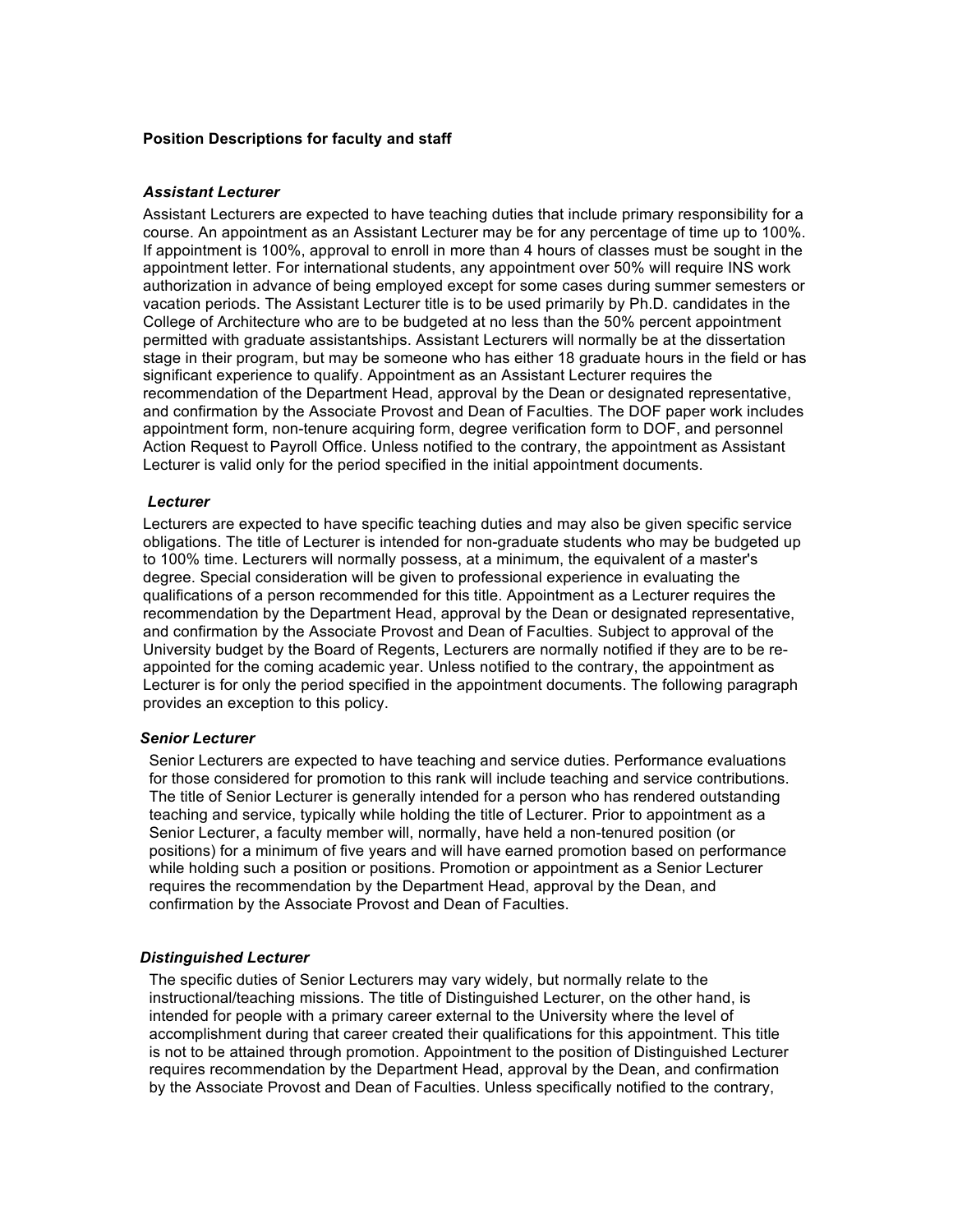**Position Descriptions for faculty and staff**

***Assistant Lecturer***

Assistant Lecturers are expected to have teaching duties that include primary responsibility for a course. An appointment as an Assistant Lecturer may be for any percentage of time up to 100%. If appointment is 100%, approval to enroll in more than 4 hours of classes must be sought in the appointment letter. For international students, any appointment over 50% will require INS work authorization in advance of being employed except for some cases during summer semesters or vacation periods. The Assistant Lecturer title is to be used primarily by Ph.D. candidates in the College of Architecture who are to be budgeted at no less than the 50% percent appointment permitted with graduate assistantships. Assistant Lecturers will normally be at the dissertation stage in their program, but may be someone who has either 18 graduate hours in the field or has significant experience to qualify. Appointment as an Assistant Lecturer requires the recommendation of the Department Head, approval by the Dean or designated representative, and confirmation by the Associate Provost and Dean of Faculties. The DOF paper work includes appointment form, non-tenure acquiring form, degree verification form to DOF, and personnel Action Request to Payroll Office. Unless notified to the contrary, the appointment as Assistant Lecturer is valid only for the period specified in the initial appointment documents.

***Lecturer***

Lecturers are expected to have specific teaching duties and may also be given specific service obligations. The title of Lecturer is intended for non-graduate students who may be budgeted up to 100% time. Lecturers will normally possess, at a minimum, the equivalent of a master's degree. Special consideration will be given to professional experience in evaluating the qualifications of a person recommended for this title. Appointment as a Lecturer requires the recommendation by the Department Head, approval by the Dean or designated representative, and confirmation by the Associate Provost and Dean of Faculties. Subject to approval of the University budget by the Board of Regents, Lecturers are normally notified if they are to be re-appointed for the coming academic year. Unless notified to the contrary, the appointment as Lecturer is for only the period specified in the appointment documents. The following paragraph provides an exception to this policy.

***Senior Lecturer***

Senior Lecturers are expected to have teaching and service duties. Performance evaluations for those considered for promotion to this rank will include teaching and service contributions. The title of Senior Lecturer is generally intended for a person who has rendered outstanding teaching and service, typically while holding the title of Lecturer. Prior to appointment as a Senior Lecturer, a faculty member will, normally, have held a non-tenured position (or positions) for a minimum of five years and will have earned promotion based on performance while holding such a position or positions. Promotion or appointment as a Senior Lecturer requires the recommendation by the Department Head, approval by the Dean, and confirmation by the Associate Provost and Dean of Faculties.

***Distinguished Lecturer***

The specific duties of Senior Lecturers may vary widely, but normally relate to the instructional/teaching missions. The title of Distinguished Lecturer, on the other hand, is intended for people with a primary career external to the University where the level of accomplishment during that career created their qualifications for this appointment. This title is not to be attained through promotion. Appointment to the position of Distinguished Lecturer requires recommendation by the Department Head, approval by the Dean, and confirmation by the Associate Provost and Dean of Faculties. Unless specifically notified to the contrary,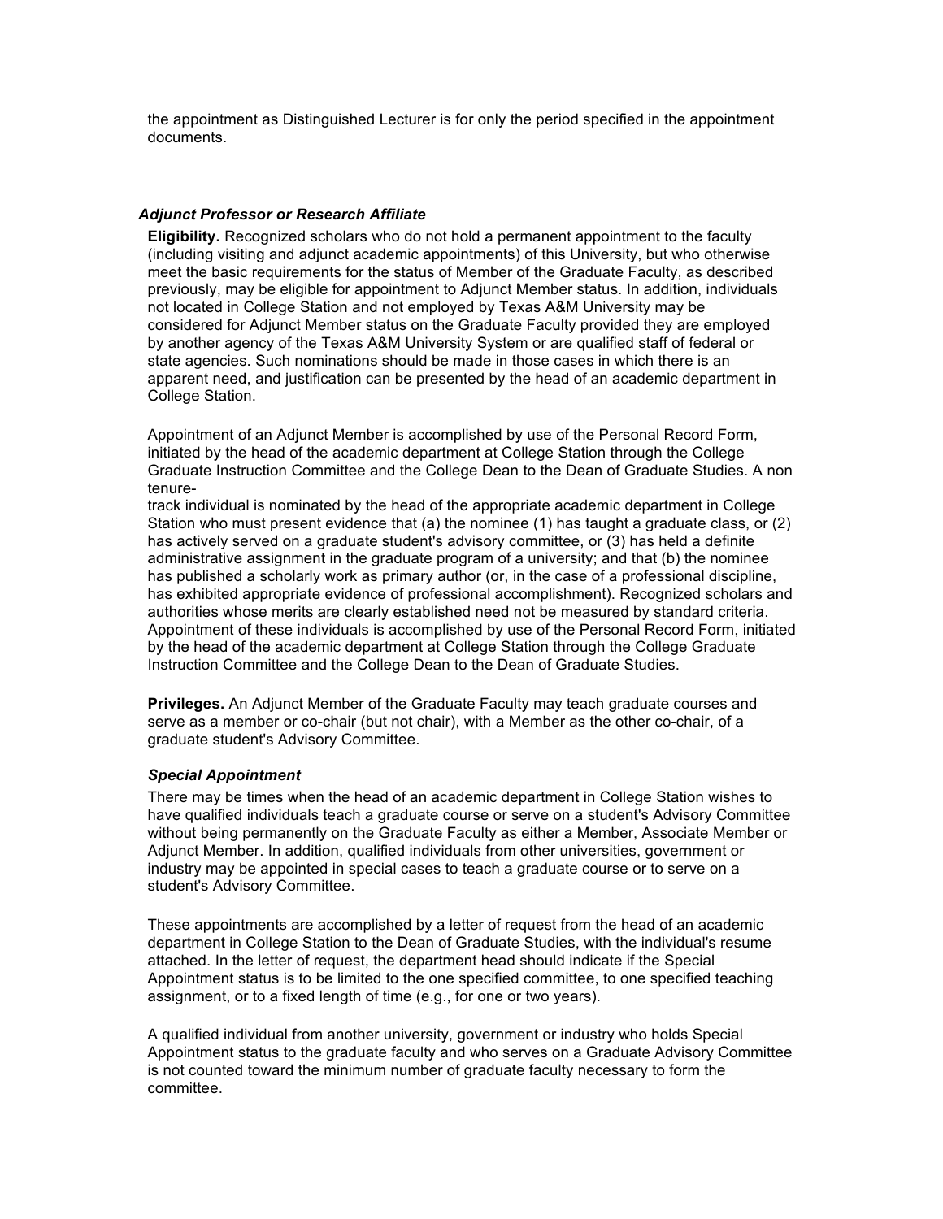the appointment as Distinguished Lecturer is for only the period specified in the appointment documents.

### *Adjunct Professor or Research Affiliate*

**Eligibility.** Recognized scholars who do not hold a permanent appointment to the faculty (including visiting and adjunct academic appointments) of this University, but who otherwise meet the basic requirements for the status of Member of the Graduate Faculty, as described previously, may be eligible for appointment to Adjunct Member status. In addition, individuals not located in College Station and not employed by Texas A&M University may be considered for Adjunct Member status on the Graduate Faculty provided they are employed by another agency of the Texas A&M University System or are qualified staff of federal or state agencies. Such nominations should be made in those cases in which there is an apparent need, and justification can be presented by the head of an academic department in College Station.

Appointment of an Adjunct Member is accomplished by use of the Personal Record Form, initiated by the head of the academic department at College Station through the College Graduate Instruction Committee and the College Dean to the Dean of Graduate Studies. A non tenure-track individual is nominated by the head of the appropriate academic department in College Station who must present evidence that (a) the nominee (1) has taught a graduate class, or (2) has actively served on a graduate student's advisory committee, or (3) has held a definite administrative assignment in the graduate program of a university; and that (b) the nominee has published a scholarly work as primary author (or, in the case of a professional discipline, has exhibited appropriate evidence of professional accomplishment). Recognized scholars and authorities whose merits are clearly established need not be measured by standard criteria. Appointment of these individuals is accomplished by use of the Personal Record Form, initiated by the head of the academic department at College Station through the College Graduate Instruction Committee and the College Dean to the Dean of Graduate Studies.

**Privileges.** An Adjunct Member of the Graduate Faculty may teach graduate courses and serve as a member or co-chair (but not chair), with a Member as the other co-chair, of a graduate student's Advisory Committee.

### *Special Appointment*

There may be times when the head of an academic department in College Station wishes to have qualified individuals teach a graduate course or serve on a student's Advisory Committee without being permanently on the Graduate Faculty as either a Member, Associate Member or Adjunct Member. In addition, qualified individuals from other universities, government or industry may be appointed in special cases to teach a graduate course or to serve on a student's Advisory Committee.

These appointments are accomplished by a letter of request from the head of an academic department in College Station to the Dean of Graduate Studies, with the individual's resume attached. In the letter of request, the department head should indicate if the Special Appointment status is to be limited to the one specified committee, to one specified teaching assignment, or to a fixed length of time (e.g., for one or two years).

A qualified individual from another university, government or industry who holds Special Appointment status to the graduate faculty and who serves on a Graduate Advisory Committee is not counted toward the minimum number of graduate faculty necessary to form the committee.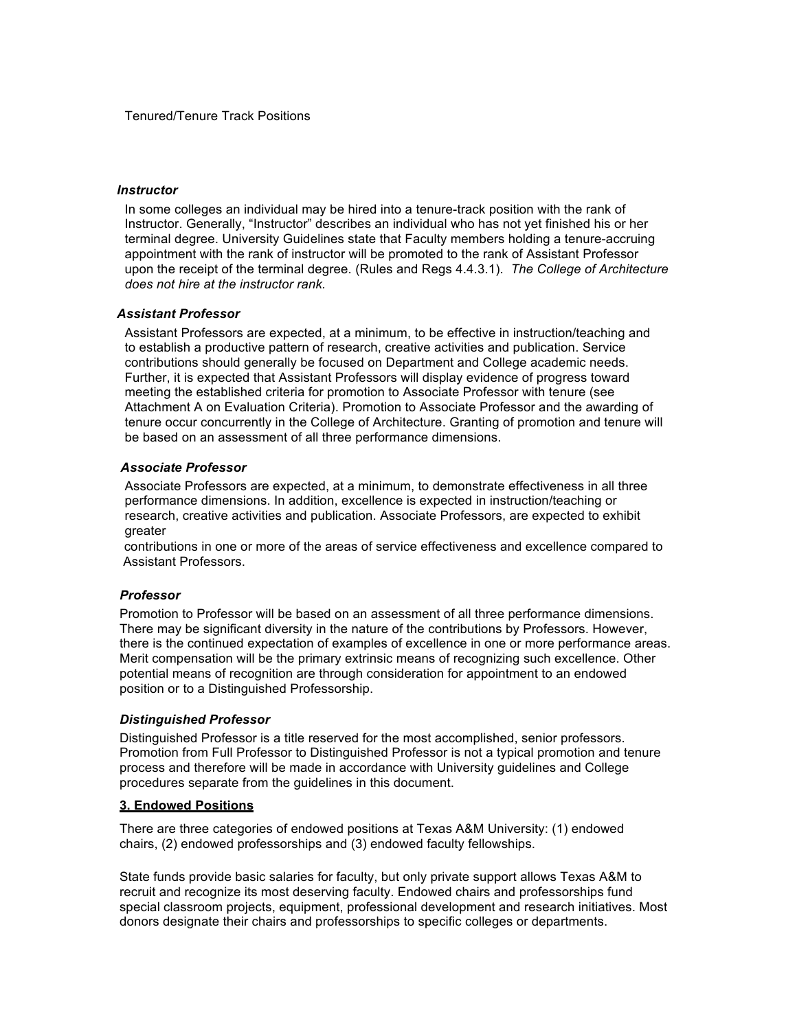Tenured/Tenure Track Positions

### *Instructor*

In some colleges an individual may be hired into a tenure-track position with the rank of Instructor. Generally, "Instructor" describes an individual who has not yet finished his or her terminal degree. University Guidelines state that Faculty members holding a tenure-accruing appointment with the rank of instructor will be promoted to the rank of Assistant Professor upon the receipt of the terminal degree. (Rules and Regs 4.4.3.1). *The College of Architecture does not hire at the instructor rank.*

### *Assistant Professor*

Assistant Professors are expected, at a minimum, to be effective in instruction/teaching and to establish a productive pattern of research, creative activities and publication. Service contributions should generally be focused on Department and College academic needs. Further, it is expected that Assistant Professors will display evidence of progress toward meeting the established criteria for promotion to Associate Professor with tenure (see Attachment A on Evaluation Criteria). Promotion to Associate Professor and the awarding of tenure occur concurrently in the College of Architecture. Granting of promotion and tenure will be based on an assessment of all three performance dimensions.

### *Associate Professor*

Associate Professors are expected, at a minimum, to demonstrate effectiveness in all three performance dimensions. In addition, excellence is expected in instruction/teaching or research, creative activities and publication. Associate Professors, are expected to exhibit greater contributions in one or more of the areas of service effectiveness and excellence compared to Assistant Professors.

### *Professor*

Promotion to Professor will be based on an assessment of all three performance dimensions. There may be significant diversity in the nature of the contributions by Professors. However, there is the continued expectation of examples of excellence in one or more performance areas. Merit compensation will be the primary extrinsic means of recognizing such excellence. Other potential means of recognition are through consideration for appointment to an endowed position or to a Distinguished Professorship.

### *Distinguished Professor*

Distinguished Professor is a title reserved for the most accomplished, senior professors. Promotion from Full Professor to Distinguished Professor is not a typical promotion and tenure process and therefore will be made in accordance with University guidelines and College procedures separate from the guidelines in this document.

## 3. Endowed Positions

There are three categories of endowed positions at Texas A&M University: (1) endowed chairs, (2) endowed professorships and (3) endowed faculty fellowships.

State funds provide basic salaries for faculty, but only private support allows Texas A&M to recruit and recognize its most deserving faculty. Endowed chairs and professorships fund special classroom projects, equipment, professional development and research initiatives. Most donors designate their chairs and professorships to specific colleges or departments.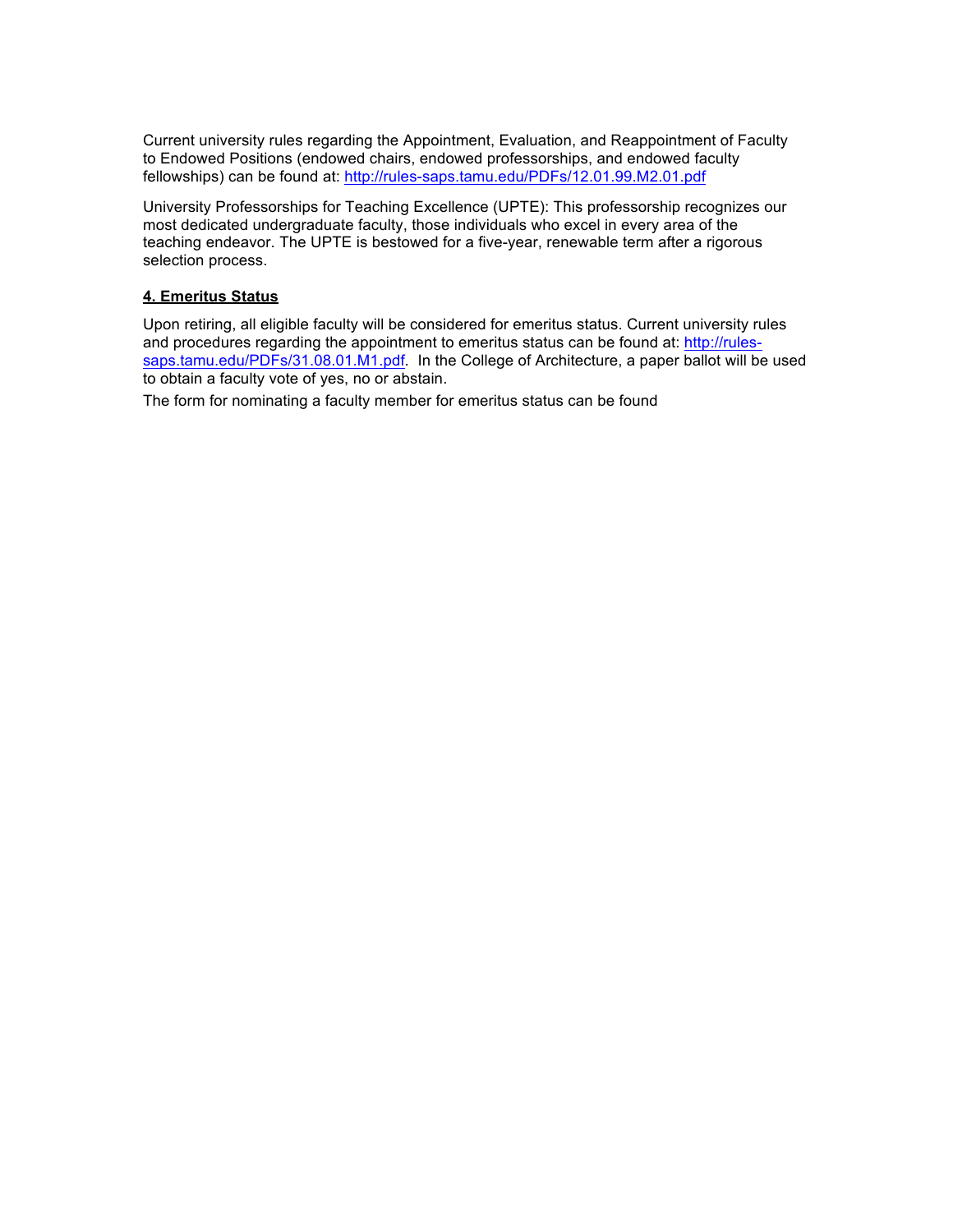Current university rules regarding the Appointment, Evaluation, and Reappointment of Faculty to Endowed Positions (endowed chairs, endowed professorships, and endowed faculty fellowships) can be found at: http://rules-saps.tamu.edu/PDFs/12.01.99.M2.01.pdf

University Professorships for Teaching Excellence (UPTE): This professorship recognizes our most dedicated undergraduate faculty, those individuals who excel in every area of the teaching endeavor. The UPTE is bestowed for a five-year, renewable term after a rigorous selection process.

## 4. Emeritus Status

Upon retiring, all eligible faculty will be considered for emeritus status. Current university rules and procedures regarding the appointment to emeritus status can be found at: http://rules-saps.tamu.edu/PDFs/31.08.01.M1.pdf. In the College of Architecture, a paper ballot will be used to obtain a faculty vote of yes, no or abstain.

The form for nominating a faculty member for emeritus status can be found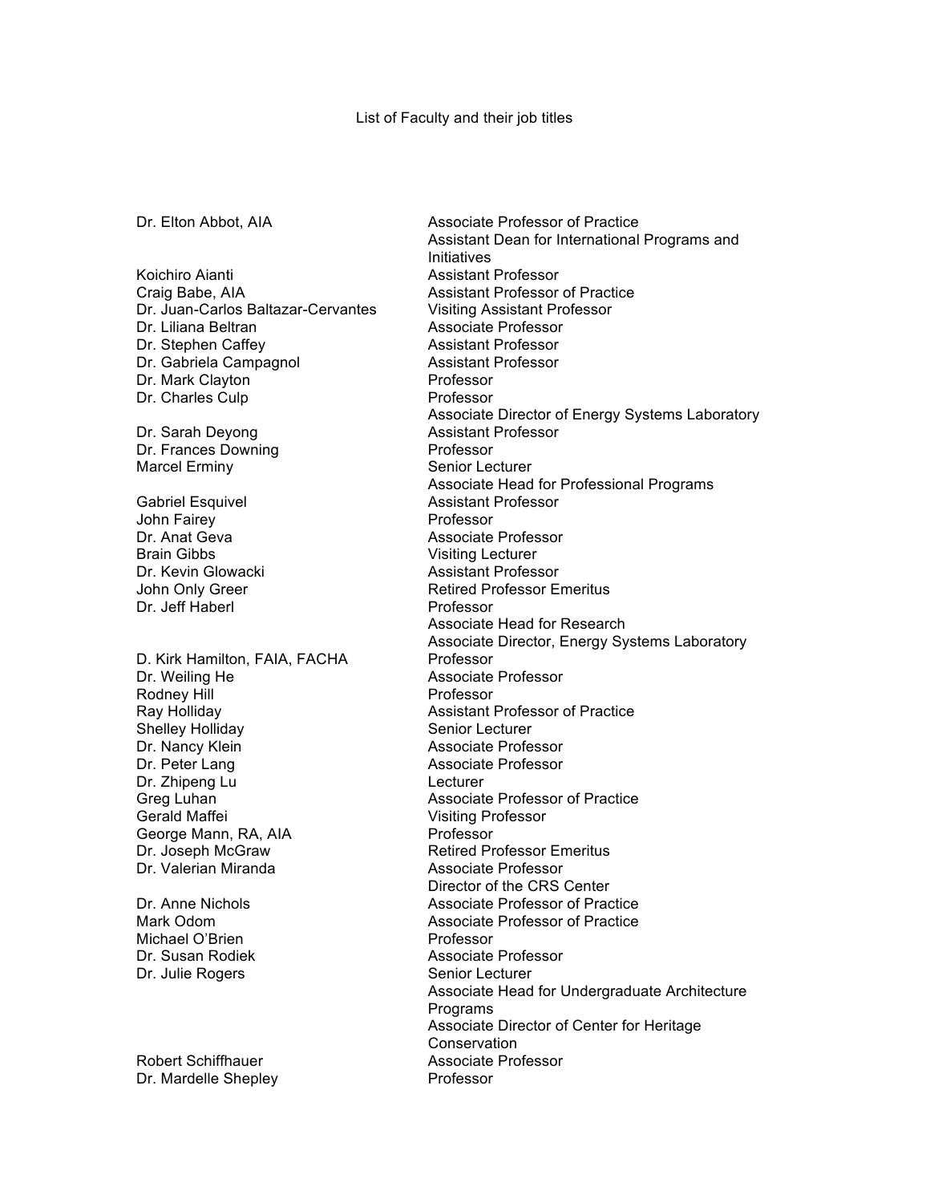List of Faculty and their job titles

| | |
|---|---|
| Dr. Elton Abbot, AIA | Associate Professor of Practice<br>Assistant Dean for International Programs and Initiatives |
| Koichiro Aianti | Assistant Professor |
| Craig Babe, AIA | Assistant Professor of Practice |
| Dr. Juan-Carlos Baltazar-Cervantes | Visiting Assistant Professor |
| Dr. Liliana Beltran | Associate Professor |
| Dr. Stephen Caffey | Assistant Professor |
| Dr. Gabriela Campagnol | Assistant Professor |
| Dr. Mark Clayton | Professor |
| Dr. Charles Culp | Professor<br>Associate Director of Energy Systems Laboratory |
| Dr. Sarah Deyong | Assistant Professor |
| Dr. Frances Downing | Professor |
| Marcel Erminy | Senior Lecturer<br>Associate Head for Professional Programs |
| Gabriel Esquivel | Assistant Professor |
| John Fairey | Professor |
| Dr. Anat Geva | Associate Professor |
| Brain Gibbs | Visiting Lecturer |
| Dr. Kevin Glowacki | Assistant Professor |
| John Only Greer | Retired Professor Emeritus |
| Dr. Jeff Haberl | Professor<br>Associate Head for Research<br>Associate Director, Energy Systems Laboratory |
| D. Kirk Hamilton, FAIA, FACHA | Professor |
| Dr. Weiling He | Associate Professor |
| Rodney Hill | Professor |
| Ray Holliday | Assistant Professor of Practice |
| Shelley Holliday | Senior Lecturer |
| Dr. Nancy Klein | Associate Professor |
| Dr. Peter Lang | Associate Professor |
| Dr. Zhipeng Lu | Lecturer |
| Greg Luhan | Associate Professor of Practice |
| Gerald Maffei | Visiting Professor |
| George Mann, RA, AIA | Professor |
| Dr. Joseph McGraw | Retired Professor Emeritus |
| Dr. Valerian Miranda | Associate Professor<br>Director of the CRS Center |
| Dr. Anne Nichols | Associate Professor of Practice |
| Mark Odom | Associate Professor of Practice |
| Michael O'Brien | Professor |
| Dr. Susan Rodiek | Associate Professor |
| Dr. Julie Rogers | Senior Lecturer<br>Associate Head for Undergraduate Architecture Programs<br>Associate Director of Center for Heritage Conservation |
| Robert Schiffhauer | Associate Professor |
| Dr. Mardelle Shepley | Professor |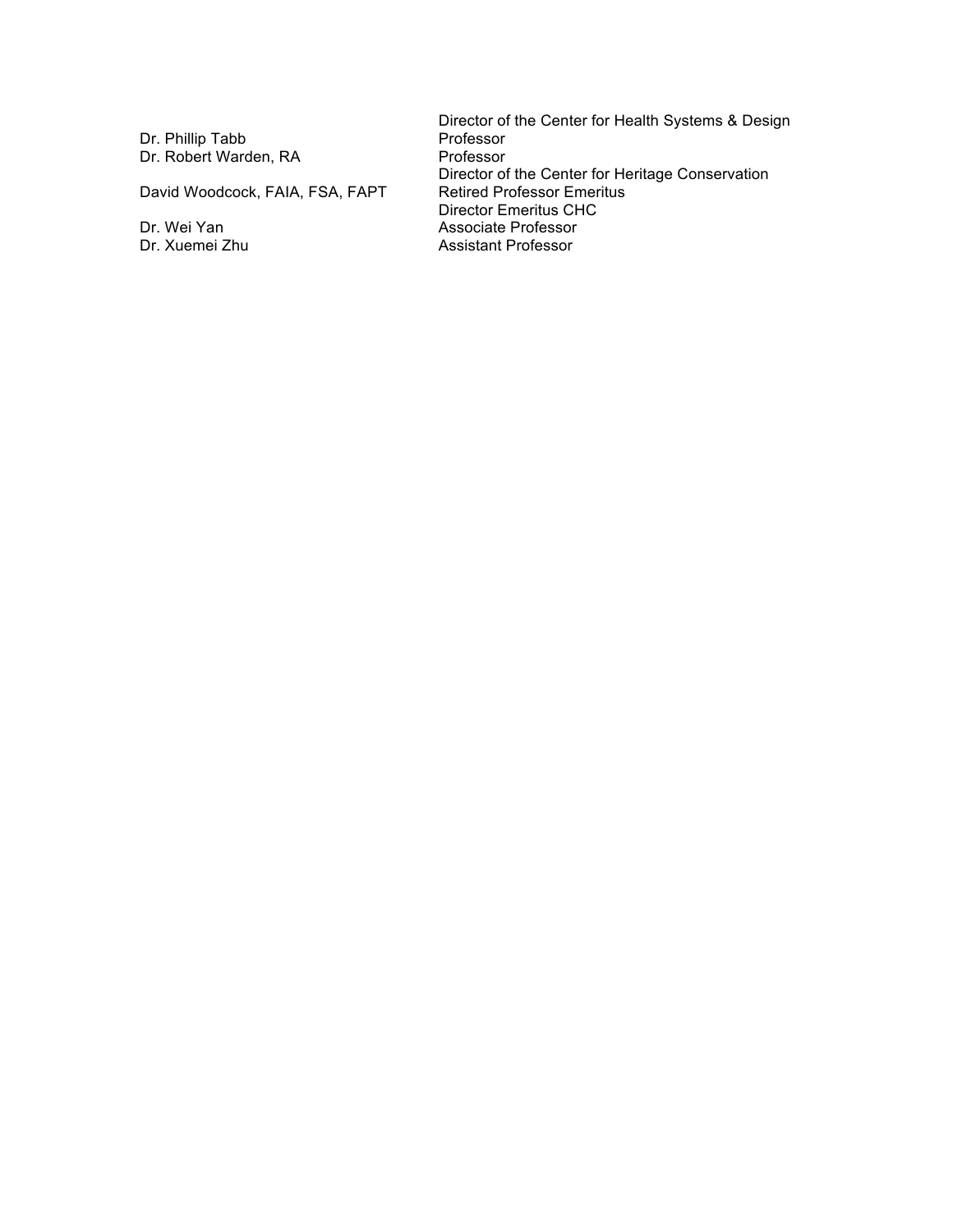| | |
|---|---|
| Dr. Phillip Tabb | Director of the Center for Health Systems & Design<br>Professor |
| Dr. Robert Warden, RA | Professor<br>Director of the Center for Heritage Conservation |
| David Woodcock, FAIA, FSA, FAPT | Retired Professor Emeritus<br>Director Emeritus CHC |
| Dr. Wei Yan | Associate Professor |
| Dr. Xuemei Zhu | Assistant Professor |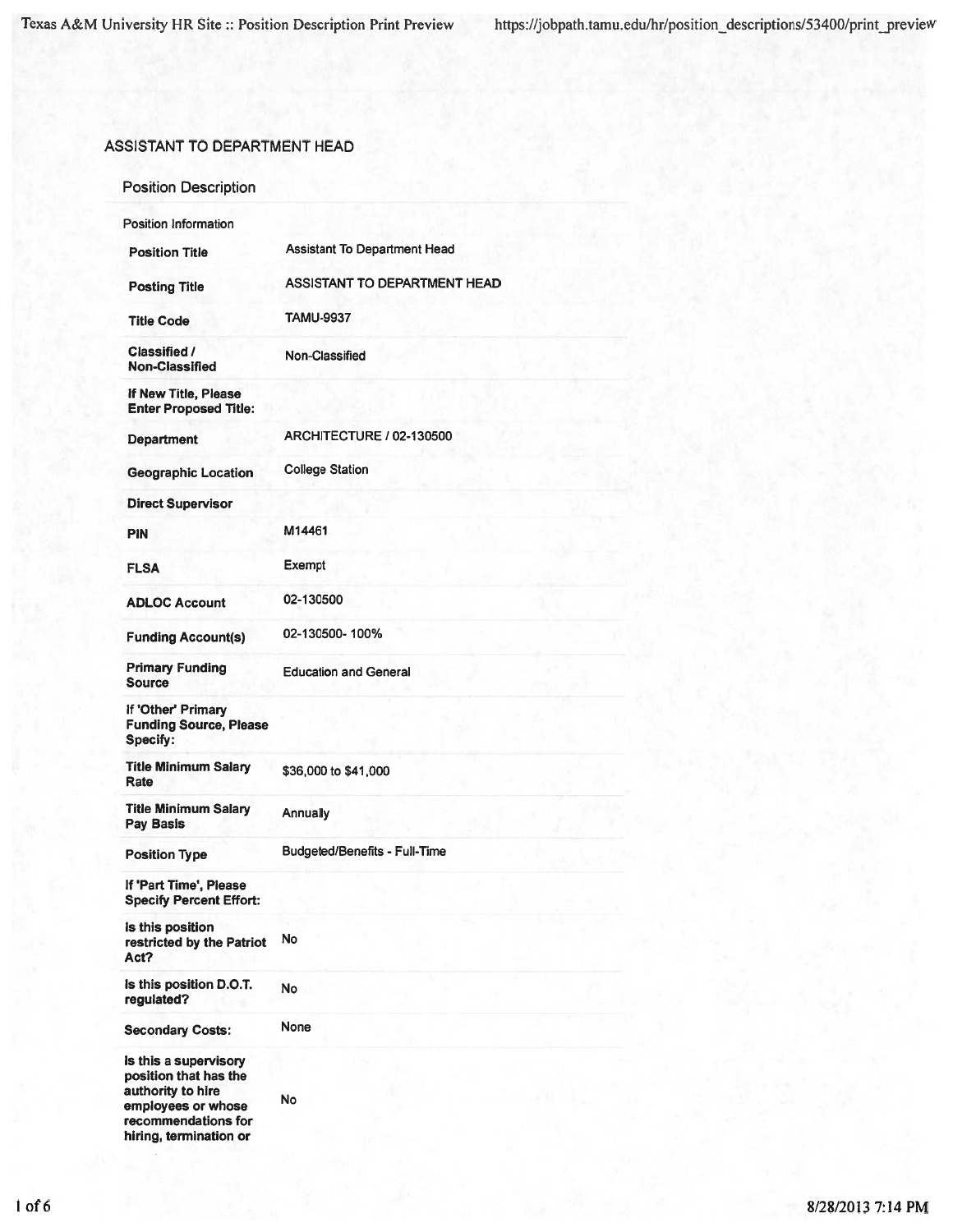# ASSISTANT TO DEPARTMENT HEAD

## Position Description

Position Information

| | |
|---|---|
| **Position Title** | Assistant To Department Head |
| **Posting Title** | ASSISTANT TO DEPARTMENT HEAD |
| **Title Code** | TAMU-9937 |
| **Classified / Non-Classified** | Non-Classified |
| **If New Title, Please Enter Proposed Title:** | |
| **Department** | ARCHITECTURE / 02-130500 |
| **Geographic Location** | College Station |
| **Direct Supervisor** | |
| **PIN** | M14461 |
| **FLSA** | Exempt |
| **ADLOC Account** | 02-130500 |
| **Funding Account(s)** | 02-130500- 100% |
| **Primary Funding Source** | Education and General |
| **If 'Other' Primary Funding Source, Please Specify:** | |
| **Title Minimum Salary Rate** | $36,000 to $41,000 |
| **Title Minimum Salary Pay Basis** | Annually |
| **Position Type** | Budgeted/Benefits - Full-Time |
| **If 'Part Time', Please Specify Percent Effort:** | |
| **Is this position restricted by the Patriot Act?** | No |
| **Is this position D.O.T. regulated?** | No |
| **Secondary Costs:** | None |
| **Is this a supervisory position that has the authority to hire employees or whose recommendations for hiring, termination or** | No |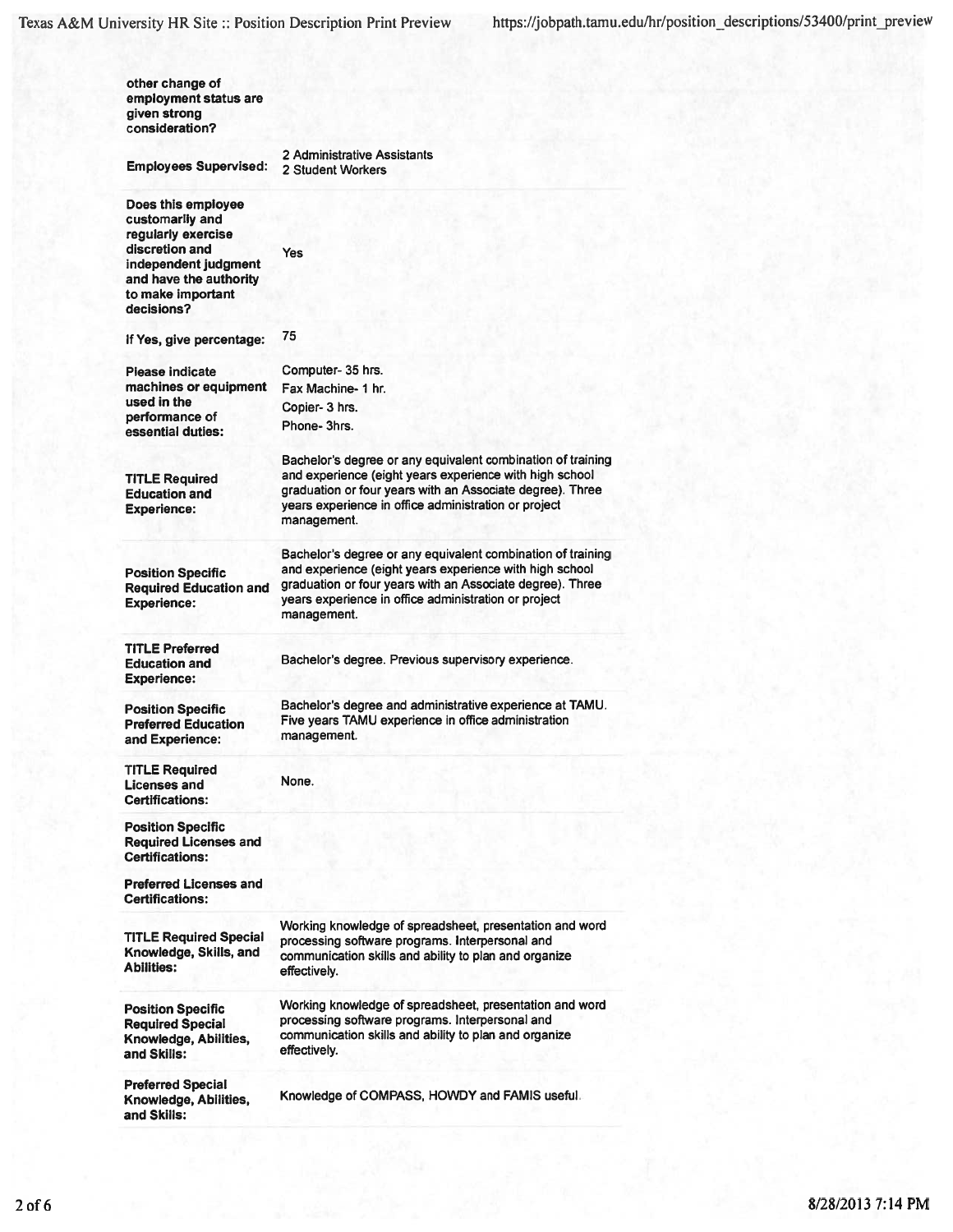| | |
|---|---|
| **other change of employment status are given strong consideration?** | |
| **Employees Supervised:** | 2 Administrative Assistants<br>2 Student Workers |
| **Does this employee customarily and regularly exercise discretion and independent judgment and have the authority to make important decisions?** | Yes |
| **If Yes, give percentage:** | 75 |
| **Please indicate machines or equipment used in the performance of essential duties:** | Computer- 35 hrs.<br>Fax Machine- 1 hr.<br>Copier- 3 hrs.<br>Phone- 3hrs. |
| **TITLE Required Education and Experience:** | Bachelor's degree or any equivalent combination of training and experience (eight years experience with high school graduation or four years with an Associate degree). Three years experience in office administration or project management. |
| **Position Specific Required Education and Experience:** | Bachelor's degree or any equivalent combination of training and experience (eight years experience with high school graduation or four years with an Associate degree). Three years experience in office administration or project management. |
| **TITLE Preferred Education and Experience:** | Bachelor's degree. Previous supervisory experience. |
| **Position Specific Preferred Education and Experience:** | Bachelor's degree and administrative experience at TAMU. Five years TAMU experience in office administration management. |
| **TITLE Required Licenses and Certifications:** | None. |
| **Position Specific Required Licenses and Certifications:** | |
| **Preferred Licenses and Certifications:** | |
| **TITLE Required Special Knowledge, Skills, and Abilities:** | Working knowledge of spreadsheet, presentation and word processing software programs. Interpersonal and communication skills and ability to plan and organize effectively. |
| **Position Specific Required Special Knowledge, Abilities, and Skills:** | Working knowledge of spreadsheet, presentation and word processing software programs. Interpersonal and communication skills and ability to plan and organize effectively. |
| **Preferred Special Knowledge, Abilities, and Skills:** | Knowledge of COMPASS, HOWDY and FAMIS useful. |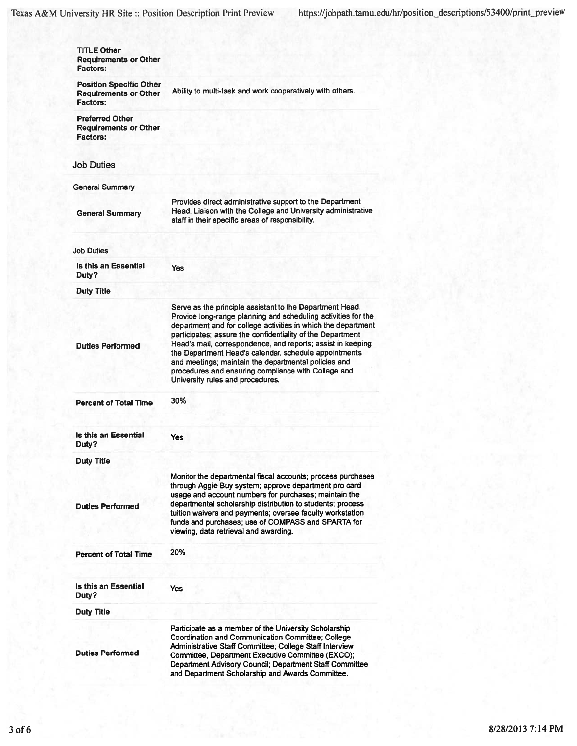| | |
|---|---|
| **TITLE Other Requirements or Other Factors:** | |
| **Position Specific Other Requirements or Other Factors:** | Ability to multi-task and work cooperatively with others. |
| **Preferred Other Requirements or Other Factors:** | |

## Job Duties

### General Summary

| | |
|---|---|
| **General Summary** | Provides direct administrative support to the Department Head. Liaison with the College and University administrative staff in their specific areas of responsibility. |

### Job Duties

| | |
|---|---|
| **Is this an Essential Duty?** | Yes |
| **Duty Title** | |
| **Duties Performed** | Serve as the principle assistant to the Department Head. Provide long-range planning and scheduling activities for the department and for college activities in which the department participates; assure the confidentiality of the Department Head's mail, correspondence, and reports; assist in keeping the Department Head's calendar, schedule appointments and meetings; maintain the departmental policies and procedures and ensuring compliance with College and University rules and procedures. |
| **Percent of Total Time** | 30% |

| | |
|---|---|
| **Is this an Essential Duty?** | Yes |
| **Duty Title** | |
| **Duties Performed** | Monitor the departmental fiscal accounts; process purchases through Aggie Buy system; approve department pro card usage and account numbers for purchases; maintain the departmental scholarship distribution to students; process tuition waivers and payments; oversee faculty workstation funds and purchases; use of COMPASS and SPARTA for viewing, data retrieval and awarding. |
| **Percent of Total Time** | 20% |

| | |
|---|---|
| **Is this an Essential Duty?** | Yes |
| **Duty Title** | |
| **Duties Performed** | Participate as a member of the University Scholarship Coordination and Communication Committee; College Administrative Staff Committee; College Staff Interview Committee, Department Executive Committee (EXCO); Department Advisory Council; Department Staff Committee and Department Scholarship and Awards Committee. |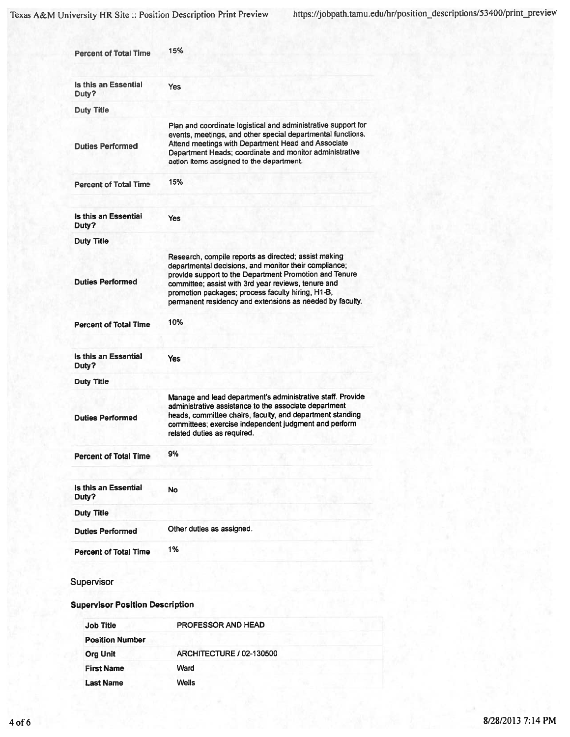| | |
|---|---|
| **Percent of Total Time** | 15% |
| **Is this an Essential Duty?** | Yes |
| **Duty Title** | |
| **Duties Performed** | Plan and coordinate logistical and administrative support for events, meetings, and other special departmental functions. Attend meetings with Department Head and Associate Department Heads; coordinate and monitor administrative action items assigned to the department. |
| **Percent of Total Time** | 15% |
| **Is this an Essential Duty?** | Yes |
| **Duty Title** | |
| **Duties Performed** | Research, compile reports as directed; assist making departmental decisions, and monitor their compliance; provide support to the Department Promotion and Tenure committee; assist with 3rd year reviews, tenure and promotion packages; process faculty hiring, H1-B, permanent residency and extensions as needed by faculty. |
| **Percent of Total Time** | 10% |
| **Is this an Essential Duty?** | Yes |
| **Duty Title** | |
| **Duties Performed** | Manage and lead department's administrative staff. Provide administrative assistance to the associate department heads, committee chairs, faculty, and department standing committees; exercise independent judgment and perform related duties as required. |
| **Percent of Total Time** | 9% |
| **Is this an Essential Duty?** | No |
| **Duty Title** | |
| **Duties Performed** | Other duties as assigned. |
| **Percent of Total Time** | 1% |

## Supervisor

### Supervisor Position Description

| | |
|---|---|
| **Job Title** | PROFESSOR AND HEAD |
| **Position Number** | |
| **Org Unit** | ARCHITECTURE / 02-130500 |
| **First Name** | Ward |
| **Last Name** | Wells |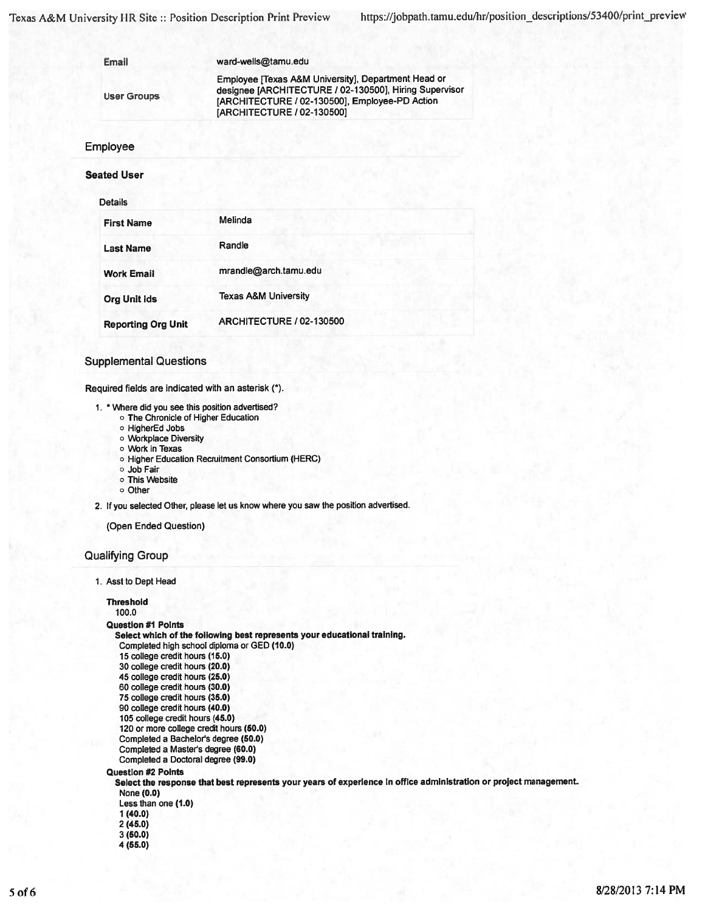| | |
|---|---|
| **Email** | ward-wells@tamu.edu |
| **User Groups** | Employee [Texas A&M University], Department Head or designee [ARCHITECTURE / 02-130500], Hiring Supervisor [ARCHITECTURE / 02-130500], Employee-PD Action [ARCHITECTURE / 02-130500] |

## Employee

### Seated User

Details

| | |
|---|---|
| **First Name** | Melinda |
| **Last Name** | Randle |
| **Work Email** | mrandle@arch.tamu.edu |
| **Org Unit Ids** | Texas A&M University |
| **Reporting Org Unit** | ARCHITECTURE / 02-130500 |

## Supplemental Questions

Required fields are indicated with an asterisk (*).

1. * Where did you see this position advertised?
   - The Chronicle of Higher Education
   - HigherEd Jobs
   - Workplace Diversity
   - Work in Texas
   - Higher Education Recruitment Consortium (HERC)
   - Job Fair
   - This Website
   - Other
2. If you selected Other, please let us know where you saw the position advertised.

   (Open Ended Question)

## Qualifying Group

1. Asst to Dept Head

   **Threshold**
   100.0

   **Question #1 Points**
   **Select which of the following best represents your educational training.**
   Completed high school diploma or GED **(10.0)**
   15 college credit hours **(15.0)**
   30 college credit hours **(20.0)**
   45 college credit hours **(25.0)**
   60 college credit hours **(30.0)**
   75 college credit hours **(35.0)**
   90 college credit hours **(40.0)**
   105 college credit hours **(45.0)**
   120 or more college credit hours **(50.0)**
   Completed a Bachelor's degree **(50.0)**
   Completed a Master's degree **(60.0)**
   Completed a Doctoral degree **(99.0)**

   **Question #2 Points**
   **Select the response that best represents your years of experience in office administration or project management.**
   None **(0.0)**
   Less than one **(1.0)**
   1 **(40.0)**
   2 **(45.0)**
   3 **(50.0)**
   4 **(55.0)**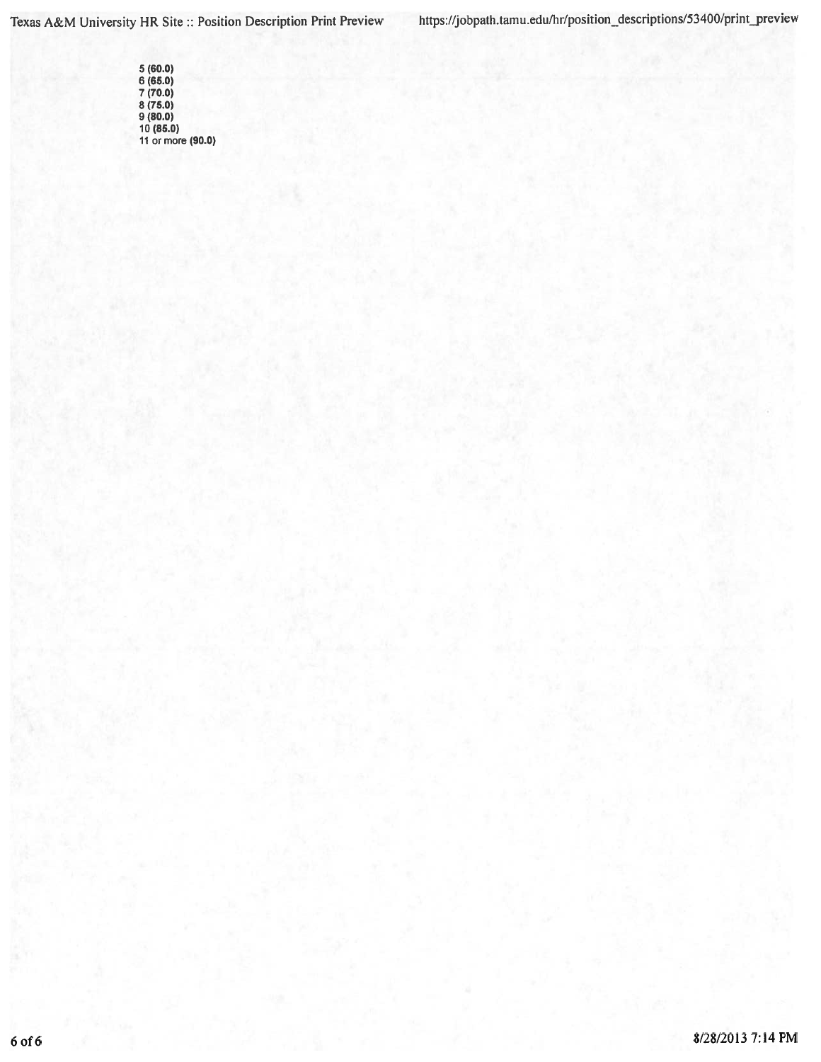5 **(60.0)**
6 **(65.0)**
7 **(70.0)**
8 **(75.0)**
9 **(80.0)**
10 **(85.0)**
11 or more **(90.0)**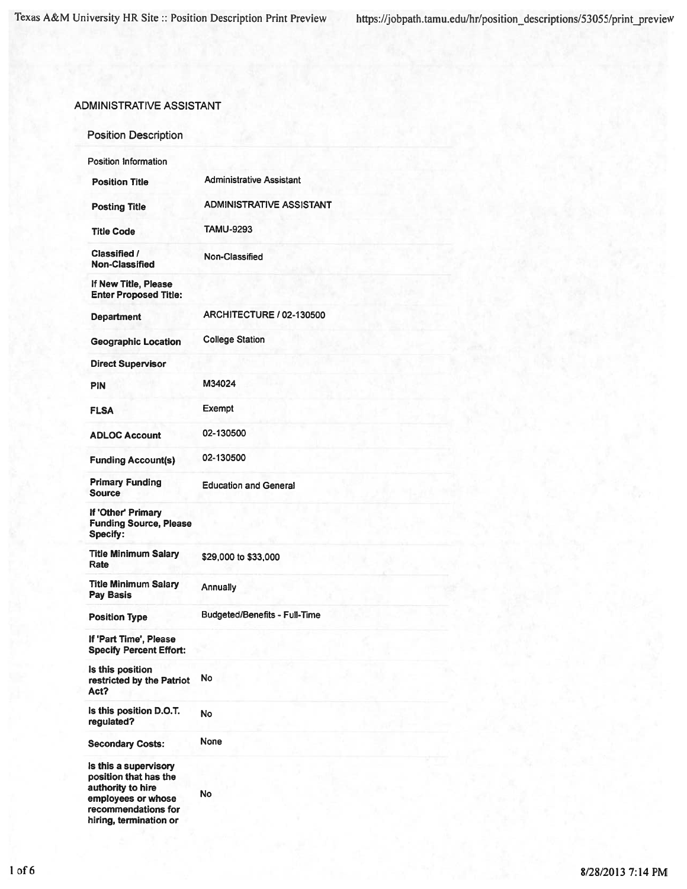ADMINISTRATIVE ASSISTANT

## Position Description

Position Information

| | |
|---|---|
| **Position Title** | Administrative Assistant |
| **Posting Title** | ADMINISTRATIVE ASSISTANT |
| **Title Code** | TAMU-9293 |
| **Classified / Non-Classified** | Non-Classified |
| **If New Title, Please Enter Proposed Title:** | |
| **Department** | ARCHITECTURE / 02-130500 |
| **Geographic Location** | College Station |
| **Direct Supervisor** | |
| **PIN** | M34024 |
| **FLSA** | Exempt |
| **ADLOC Account** | 02-130500 |
| **Funding Account(s)** | 02-130500 |
| **Primary Funding Source** | Education and General |
| **If 'Other' Primary Funding Source, Please Specify:** | |
| **Title Minimum Salary Rate** | $29,000 to $33,000 |
| **Title Minimum Salary Pay Basis** | Annually |
| **Position Type** | Budgeted/Benefits - Full-Time |
| **If 'Part Time', Please Specify Percent Effort:** | |
| **Is this position restricted by the Patriot Act?** | No |
| **Is this position D.O.T. regulated?** | No |
| **Secondary Costs:** | None |
| **Is this a supervisory position that has the authority to hire employees or whose recommendations for hiring, termination or** | No |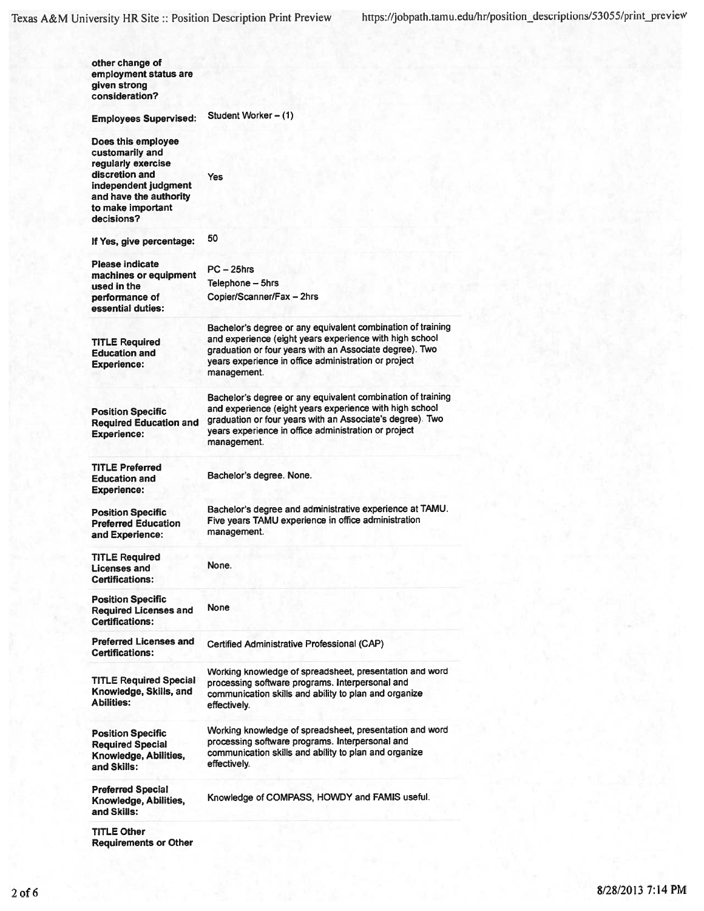| | |
|---|---|
| **other change of employment status are given strong consideration?** | |
| **Employees Supervised:** | Student Worker – (1) |
| **Does this employee customarily and regularly exercise discretion and independent judgment and have the authority to make important decisions?** | Yes |
| **If Yes, give percentage:** | 50 |
| **Please indicate machines or equipment used in the performance of essential duties:** | PC – 25hrs<br>Telephone – 5hrs<br>Copier/Scanner/Fax – 2hrs |
| **TITLE Required Education and Experience:** | Bachelor's degree or any equivalent combination of training and experience (eight years experience with high school graduation or four years with an Associate degree). Two years experience in office administration or project management. |
| **Position Specific Required Education and Experience:** | Bachelor's degree or any equivalent combination of training and experience (eight years experience with high school graduation or four years with an Associate's degree). Two years experience in office administration or project management. |
| **TITLE Preferred Education and Experience:** | Bachelor's degree. None. |
| **Position Specific Preferred Education and Experience:** | Bachelor's degree and administrative experience at TAMU. Five years TAMU experience in office administration management. |
| **TITLE Required Licenses and Certifications:** | None. |
| **Position Specific Required Licenses and Certifications:** | None |
| **Preferred Licenses and Certifications:** | Certified Administrative Professional (CAP) |
| **TITLE Required Special Knowledge, Skills, and Abilities:** | Working knowledge of spreadsheet, presentation and word processing software programs. Interpersonal and communication skills and ability to plan and organize effectively. |
| **Position Specific Required Special Knowledge, Abilities, and Skills:** | Working knowledge of spreadsheet, presentation and word processing software programs. Interpersonal and communication skills and ability to plan and organize effectively. |
| **Preferred Special Knowledge, Abilities, and Skills:** | Knowledge of COMPASS, HOWDY and FAMIS useful. |
| **TITLE Other Requirements or Other** | |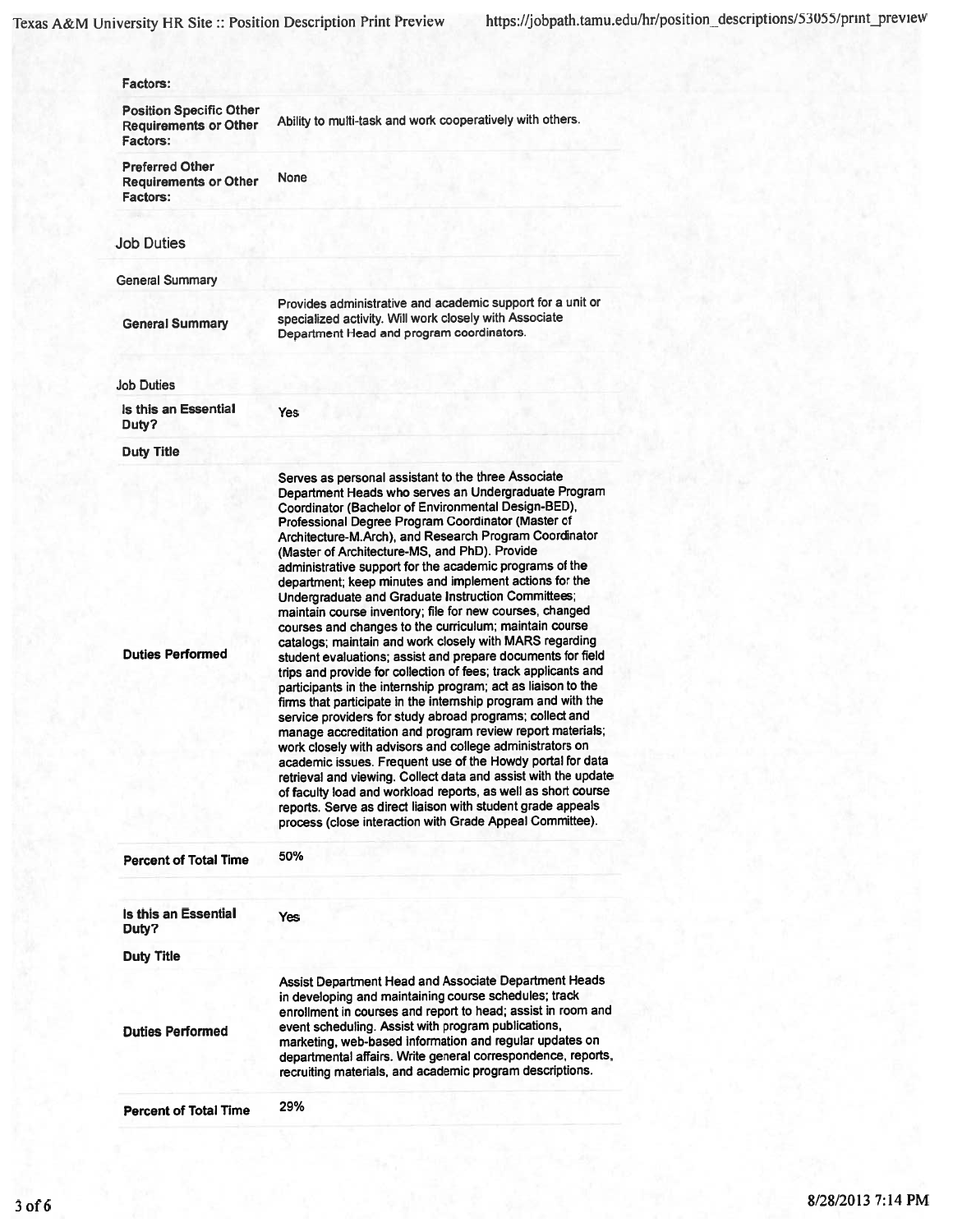| | |
|---|---|
| **Factors:** | |
| **Position Specific Other Requirements or Other Factors:** | Ability to multi-task and work cooperatively with others. |
| **Preferred Other Requirements or Other Factors:** | None |

## Job Duties

### General Summary

| | |
|---|---|
| **General Summary** | Provides administrative and academic support for a unit or specialized activity. Will work closely with Associate Department Head and program coordinators. |

### Job Duties

| | |
|---|---|
| **Is this an Essential Duty?** | Yes |
| **Duty Title** | |
| **Duties Performed** | Serves as personal assistant to the three Associate Department Heads who serves an Undergraduate Program Coordinator (Bachelor of Environmental Design-BED), Professional Degree Program Coordinator (Master of Architecture-M.Arch), and Research Program Coordinator (Master of Architecture-MS, and PhD). Provide administrative support for the academic programs of the department; keep minutes and implement actions for the Undergraduate and Graduate Instruction Committees; maintain course inventory; file for new courses, changed courses and changes to the curriculum; maintain course catalogs; maintain and work closely with MARS regarding student evaluations; assist and prepare documents for field trips and provide for collection of fees; track applicants and participants in the internship program; act as liaison to the firms that participate in the internship program and with the service providers for study abroad programs; collect and manage accreditation and program review report materials; work closely with advisors and college administrators on academic issues. Frequent use of the Howdy portal for data retrieval and viewing. Collect data and assist with the update of faculty load and workload reports, as well as short course reports. Serve as direct liaison with student grade appeals process (close interaction with Grade Appeal Committee). |
| **Percent of Total Time** | 50% |

| | |
|---|---|
| **Is this an Essential Duty?** | Yes |
| **Duty Title** | |
| **Duties Performed** | Assist Department Head and Associate Department Heads in developing and maintaining course schedules; track enrollment in courses and report to head; assist in room and event scheduling. Assist with program publications, marketing, web-based information and regular updates on departmental affairs. Write general correspondence, reports, recruiting materials, and academic program descriptions. |
| **Percent of Total Time** | 29% |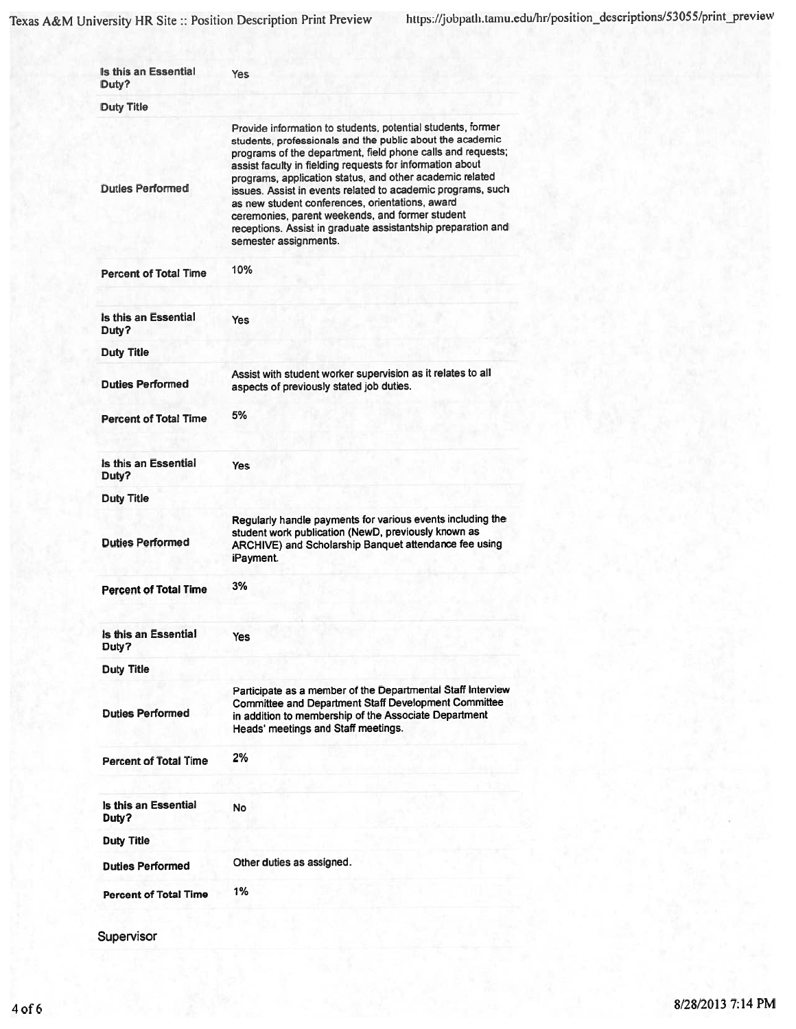| | |
|---|---|
| Is this an Essential Duty? | Yes |
| Duty Title | |
| Duties Performed | Provide information to students, potential students, former students, professionals and the public about the academic programs of the department, field phone calls and requests; assist faculty in fielding requests for information about programs, application status, and other academic related issues. Assist in events related to academic programs, such as new student conferences, orientations, award ceremonies, parent weekends, and former student receptions. Assist in graduate assistantship preparation and semester assignments. |
| Percent of Total Time | 10% |

| | |
|---|---|
| Is this an Essential Duty? | Yes |
| Duty Title | |
| Duties Performed | Assist with student worker supervision as it relates to all aspects of previously stated job duties. |
| Percent of Total Time | 5% |

| | |
|---|---|
| Is this an Essential Duty? | Yes |
| Duty Title | |
| Duties Performed | Regularly handle payments for various events including the student work publication (NewD, previously known as ARCHIVE) and Scholarship Banquet attendance fee using iPayment. |
| Percent of Total Time | 3% |

| | |
|---|---|
| Is this an Essential Duty? | Yes |
| Duty Title | |
| Duties Performed | Participate as a member of the Departmental Staff Interview Committee and Department Staff Development Committee in addition to membership of the Associate Department Heads' meetings and Staff meetings. |
| Percent of Total Time | 2% |

| | |
|---|---|
| Is this an Essential Duty? | No |
| Duty Title | |
| Duties Performed | Other duties as assigned. |
| Percent of Total Time | 1% |

## Supervisor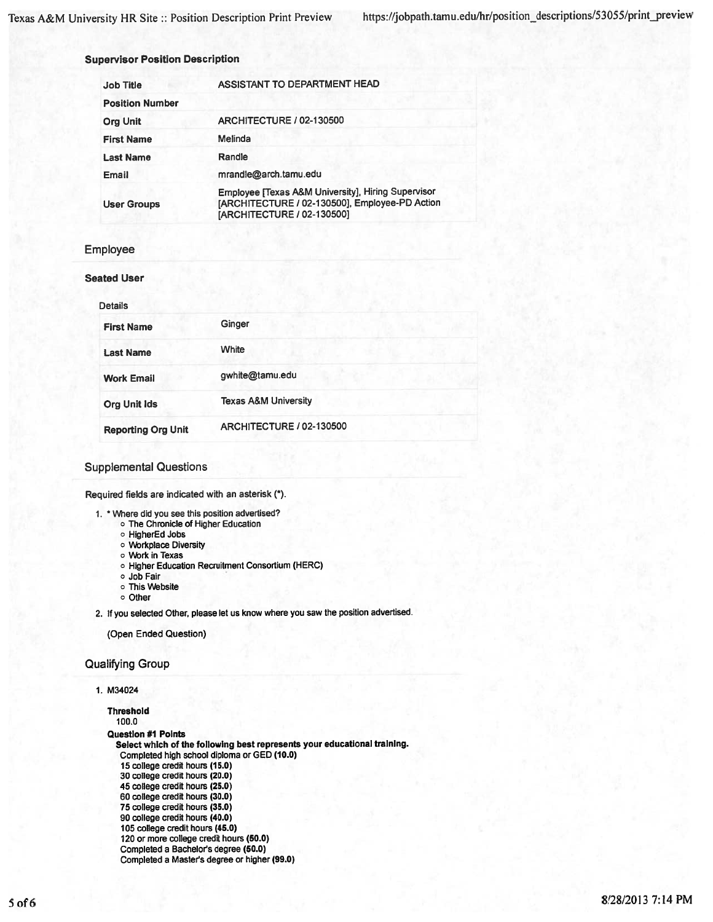### Supervisor Position Description

| | |
|---|---|
| Job Title | ASSISTANT TO DEPARTMENT HEAD |
| Position Number | |
| Org Unit | ARCHITECTURE / 02-130500 |
| First Name | Melinda |
| Last Name | Randle |
| Email | mrandle@arch.tamu.edu |
| User Groups | Employee [Texas A&M University], Hiring Supervisor [ARCHITECTURE / 02-130500], Employee-PD Action [ARCHITECTURE / 02-130500] |

## Employee

### Seated User

Details

| | |
|---|---|
| First Name | Ginger |
| Last Name | White |
| Work Email | gwhite@tamu.edu |
| Org Unit Ids | Texas A&M University |
| Reporting Org Unit | ARCHITECTURE / 02-130500 |

## Supplemental Questions

Required fields are indicated with an asterisk (*).

1. * Where did you see this position advertised?
   - The Chronicle of Higher Education
   - HigherEd Jobs
   - Workplace Diversity
   - Work in Texas
   - Higher Education Recruitment Consortium (HERC)
   - Job Fair
   - This Website
   - Other
2. If you selected Other, please let us know where you saw the position advertised.

   (Open Ended Question)

## Qualifying Group

1. M34024

   **Threshold**
   100.0

   **Question #1 Points**
   **Select which of the following best represents your educational training.**
   Completed high school diploma or GED **(10.0)**
   15 college credit hours **(15.0)**
   30 college credit hours **(20.0)**
   45 college credit hours **(25.0)**
   60 college credit hours **(30.0)**
   75 college credit hours **(35.0)**
   90 college credit hours **(40.0)**
   105 college credit hours **(45.0)**
   120 or more college credit hours **(50.0)**
   Completed a Bachelor's degree **(50.0)**
   Completed a Master's degree or higher **(99.0)**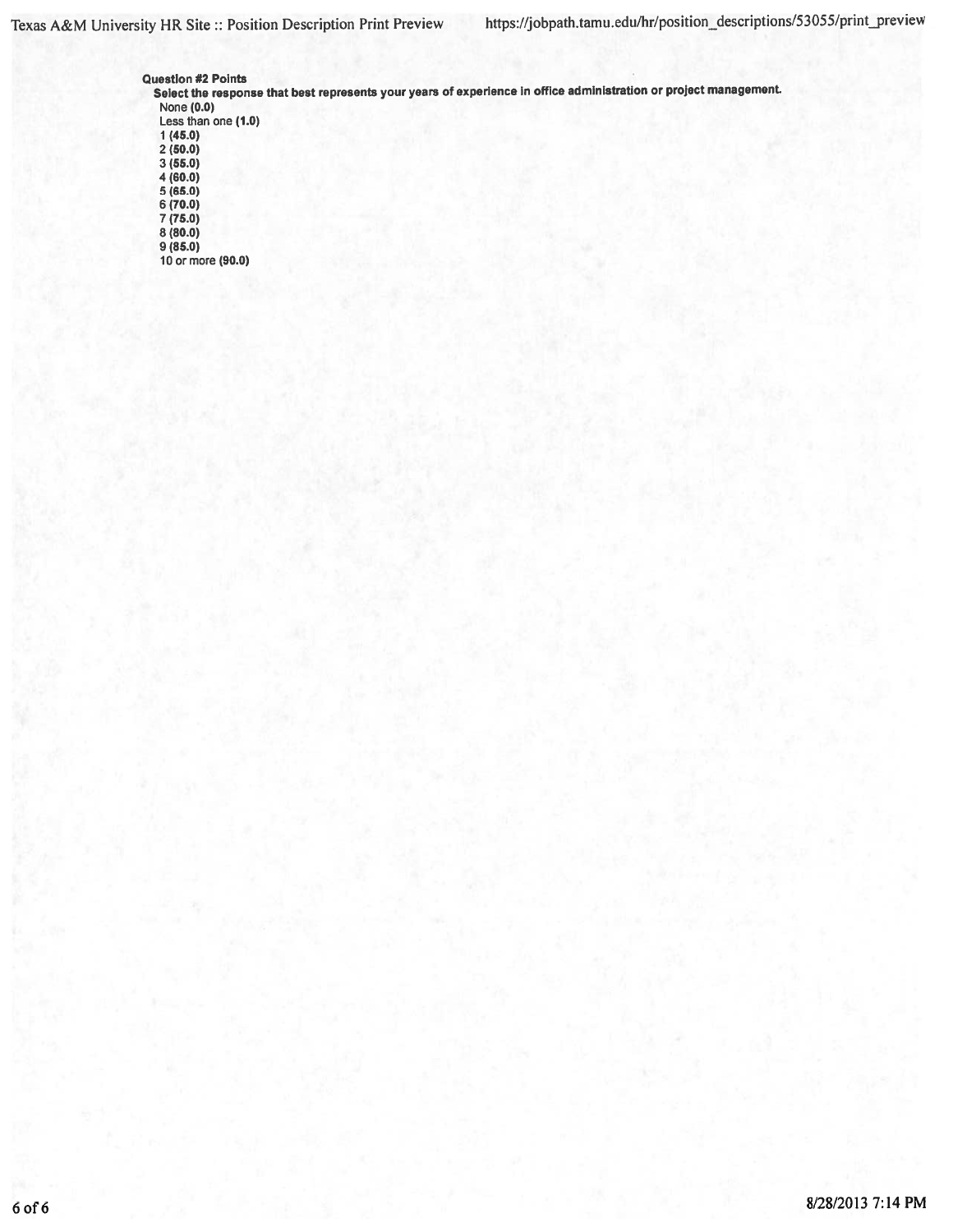**Question #2 Points**

**Select the response that best represents your years of experience in office administration or project management.**

- None **(0.0)**
- Less than one **(1.0)**
- 1 **(45.0)**
- 2 **(50.0)**
- 3 **(55.0)**
- 4 **(60.0)**
- 5 **(65.0)**
- 6 **(70.0)**
- 7 **(75.0)**
- 8 **(80.0)**
- 9 **(85.0)**
- 10 or more **(90.0)**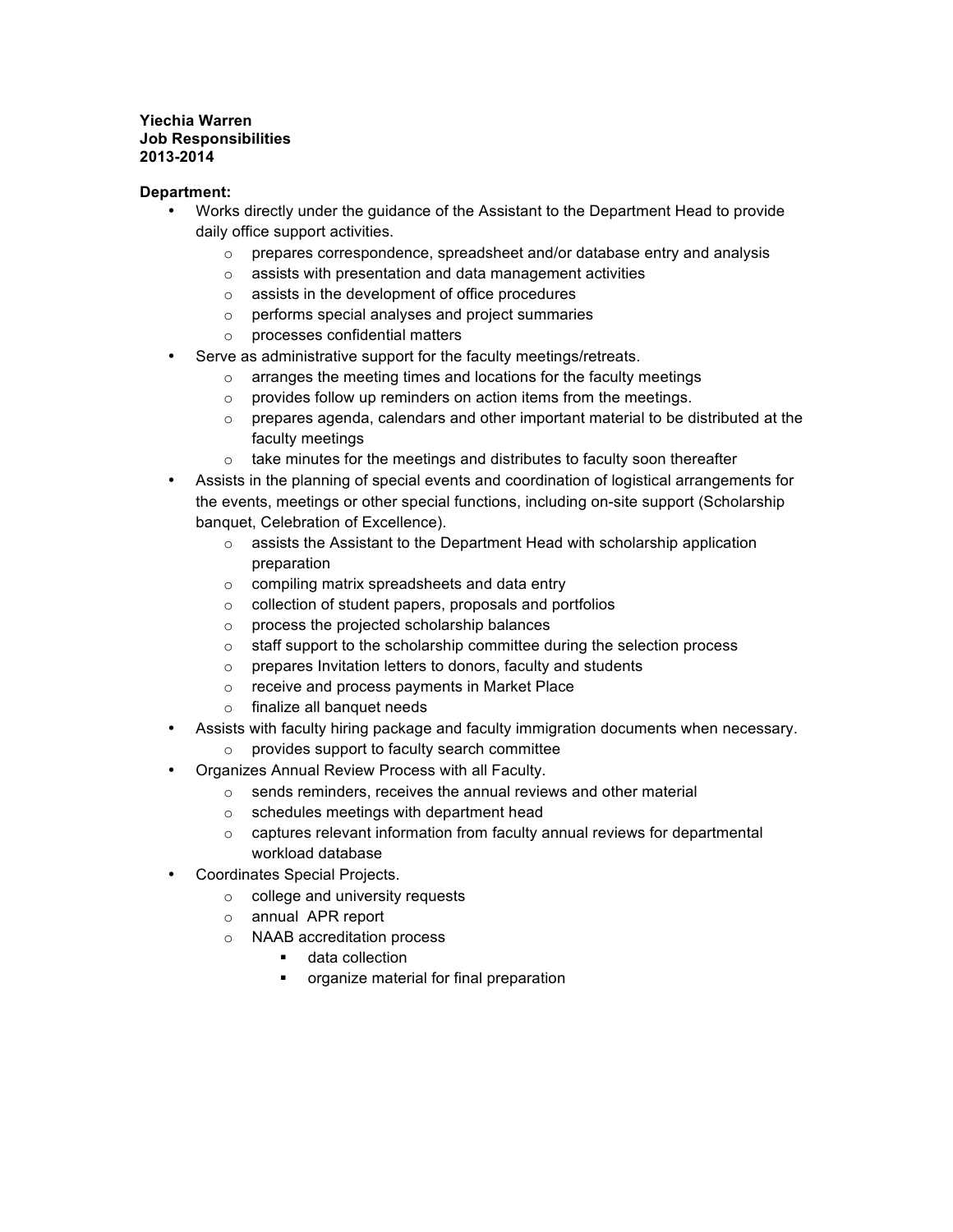**Yiechia Warren**
**Job Responsibilities**
**2013-2014**

**Department:**

- Works directly under the guidance of the Assistant to the Department Head to provide daily office support activities.
  - prepares correspondence, spreadsheet and/or database entry and analysis
  - assists with presentation and data management activities
  - assists in the development of office procedures
  - performs special analyses and project summaries
  - processes confidential matters
- Serve as administrative support for the faculty meetings/retreats.
  - arranges the meeting times and locations for the faculty meetings
  - provides follow up reminders on action items from the meetings.
  - prepares agenda, calendars and other important material to be distributed at the faculty meetings
  - take minutes for the meetings and distributes to faculty soon thereafter
- Assists in the planning of special events and coordination of logistical arrangements for the events, meetings or other special functions, including on-site support (Scholarship banquet, Celebration of Excellence).
  - assists the Assistant to the Department Head with scholarship application preparation
  - compiling matrix spreadsheets and data entry
  - collection of student papers, proposals and portfolios
  - process the projected scholarship balances
  - staff support to the scholarship committee during the selection process
  - prepares Invitation letters to donors, faculty and students
  - receive and process payments in Market Place
  - finalize all banquet needs
- Assists with faculty hiring package and faculty immigration documents when necessary.
  - provides support to faculty search committee
- Organizes Annual Review Process with all Faculty.
  - sends reminders, receives the annual reviews and other material
  - schedules meetings with department head
  - captures relevant information from faculty annual reviews for departmental workload database
- Coordinates Special Projects.
  - college and university requests
  - annual APR report
  - NAAB accreditation process
    - data collection
    - organize material for final preparation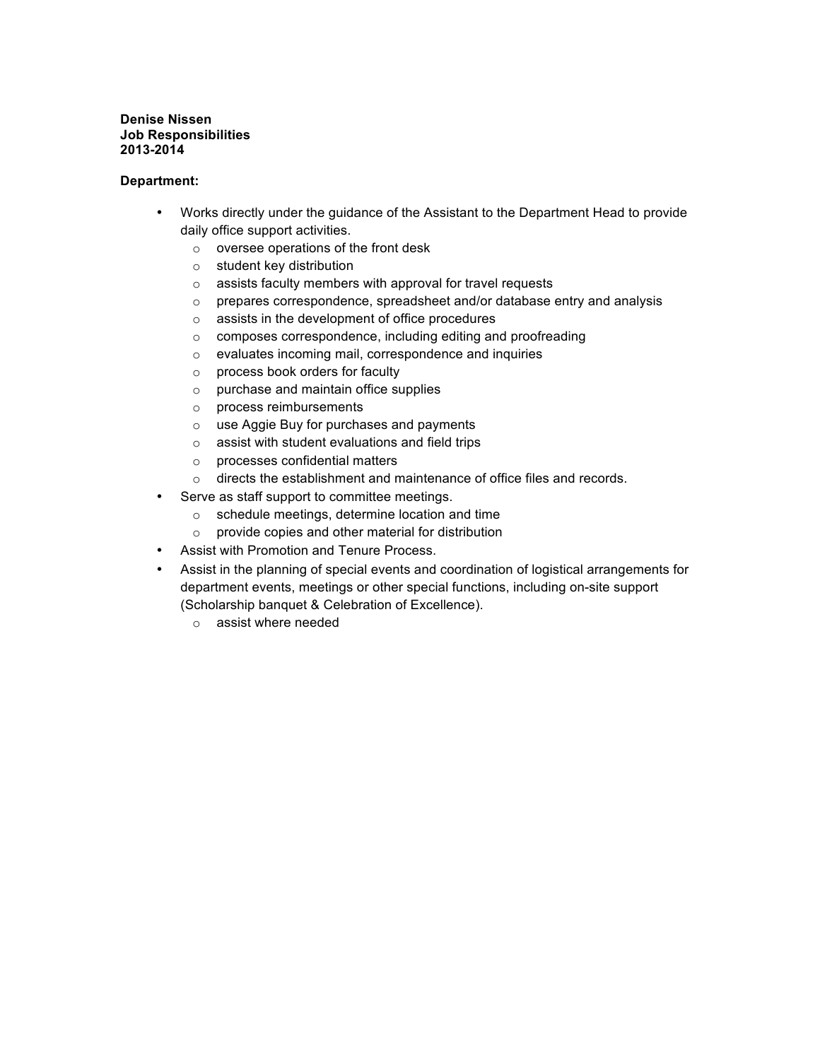**Denise Nissen**
**Job Responsibilities**
**2013-2014**

**Department:**

- Works directly under the guidance of the Assistant to the Department Head to provide daily office support activities.
  - oversee operations of the front desk
  - student key distribution
  - assists faculty members with approval for travel requests
  - prepares correspondence, spreadsheet and/or database entry and analysis
  - assists in the development of office procedures
  - composes correspondence, including editing and proofreading
  - evaluates incoming mail, correspondence and inquiries
  - process book orders for faculty
  - purchase and maintain office supplies
  - process reimbursements
  - use Aggie Buy for purchases and payments
  - assist with student evaluations and field trips
  - processes confidential matters
  - directs the establishment and maintenance of office files and records.
- Serve as staff support to committee meetings.
  - schedule meetings, determine location and time
  - provide copies and other material for distribution
- Assist with Promotion and Tenure Process.
- Assist in the planning of special events and coordination of logistical arrangements for department events, meetings or other special functions, including on-site support (Scholarship banquet & Celebration of Excellence).
  - assist where needed